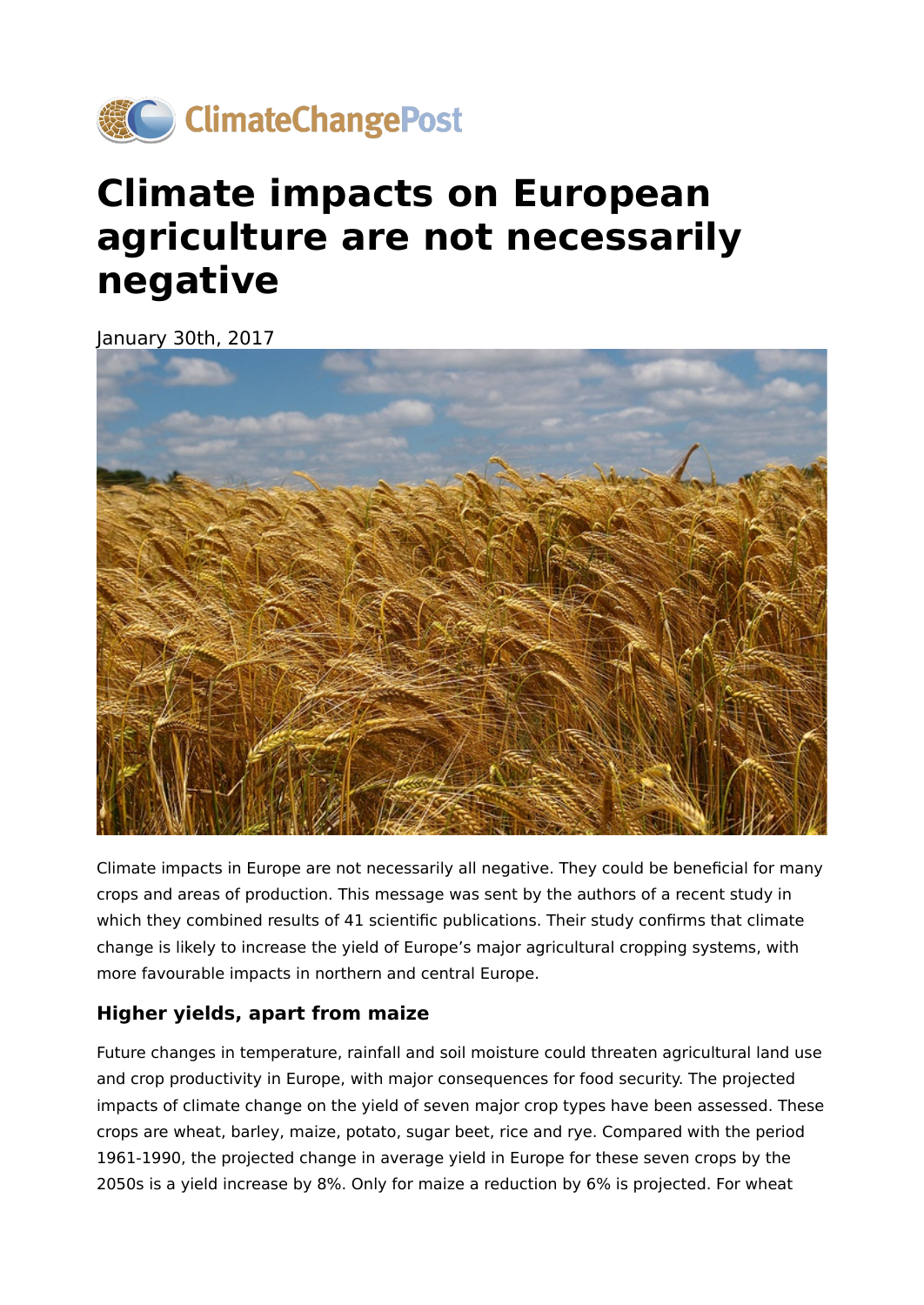# Climate impacts on European agriculture are not necessarily negative

January 30th, 2017

Climate impacts in Europe are not necessarily all negative. They could be beneficial for many crops and areas of production. This message was sent by the authors of a recent study in which they combined results of 41 scientific publications. Their study confirms that climate change is likely to increase the yield of Europe's major agricultural cropping systems, with more favourable impacts in northern and central Europe.

## Higher yields, apart from maize

Future changes in temperature, rainfall and soil moisture could threaten agricultural land use and crop productivity in Europe, with major consequences for food security. The projected impacts of climate change on the yield of seven major crop types have been assessed. These crops are wheat, barley, maize, potato, sugar beet, rice and rye. Compared with the period 1961-1990, the projected change in average yield in Europe for these seven crops by the 2050s is a yield increase by 8%. Only for maize a reduction by 6% is projected. For wheat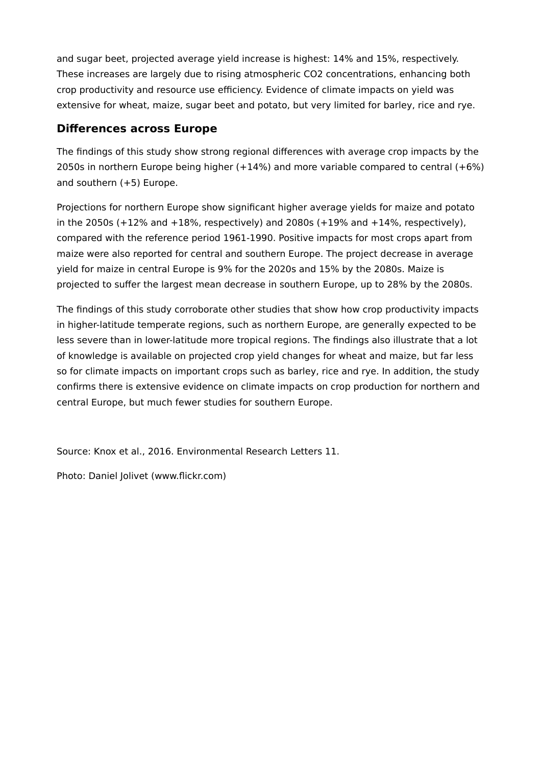and sugar beet, projected average yield increase is highest: 14% and 15%, respectively. These increases are largely due to rising atmospheric $CO_2$ concentrations, enhancing both crop productivity and resource use efficiency. Evidence of climate impacts on yield was extensive for wheat, maize, sugar beet and potato, but very limited for barley, rice and rye.

## Differences across Europe

The findings of this study show strong regional differences with average crop impacts by the 2050s in northern Europe being higher (+14%) and more variable compared to central (+6%) and southern (+5) Europe.

Projections for northern Europe show significant higher average yields for maize and potato in the 2050s (+12% and +18%, respectively) and 2080s (+19% and +14%, respectively), compared with the reference period 1961-1990. Positive impacts for most crops apart from maize were also reported for central and southern Europe. The project decrease in average yield for maize in central Europe is 9% for the 2020s and 15% by the 2080s. Maize is projected to suffer the largest mean decrease in southern Europe, up to 28% by the 2080s.

The findings of this study corroborate other studies that show how crop productivity impacts in higher-latitude temperate regions, such as northern Europe, are generally expected to be less severe than in lower-latitude more tropical regions. The findings also illustrate that a lot of knowledge is available on projected crop yield changes for wheat and maize, but far less so for climate impacts on important crops such as barley, rice and rye. In addition, the study confirms there is extensive evidence on climate impacts on crop production for northern and central Europe, but much fewer studies for southern Europe.

Source: Knox et al., 2016. Environmental Research Letters 11.

Photo: Daniel Jolivet (www.flickr.com)